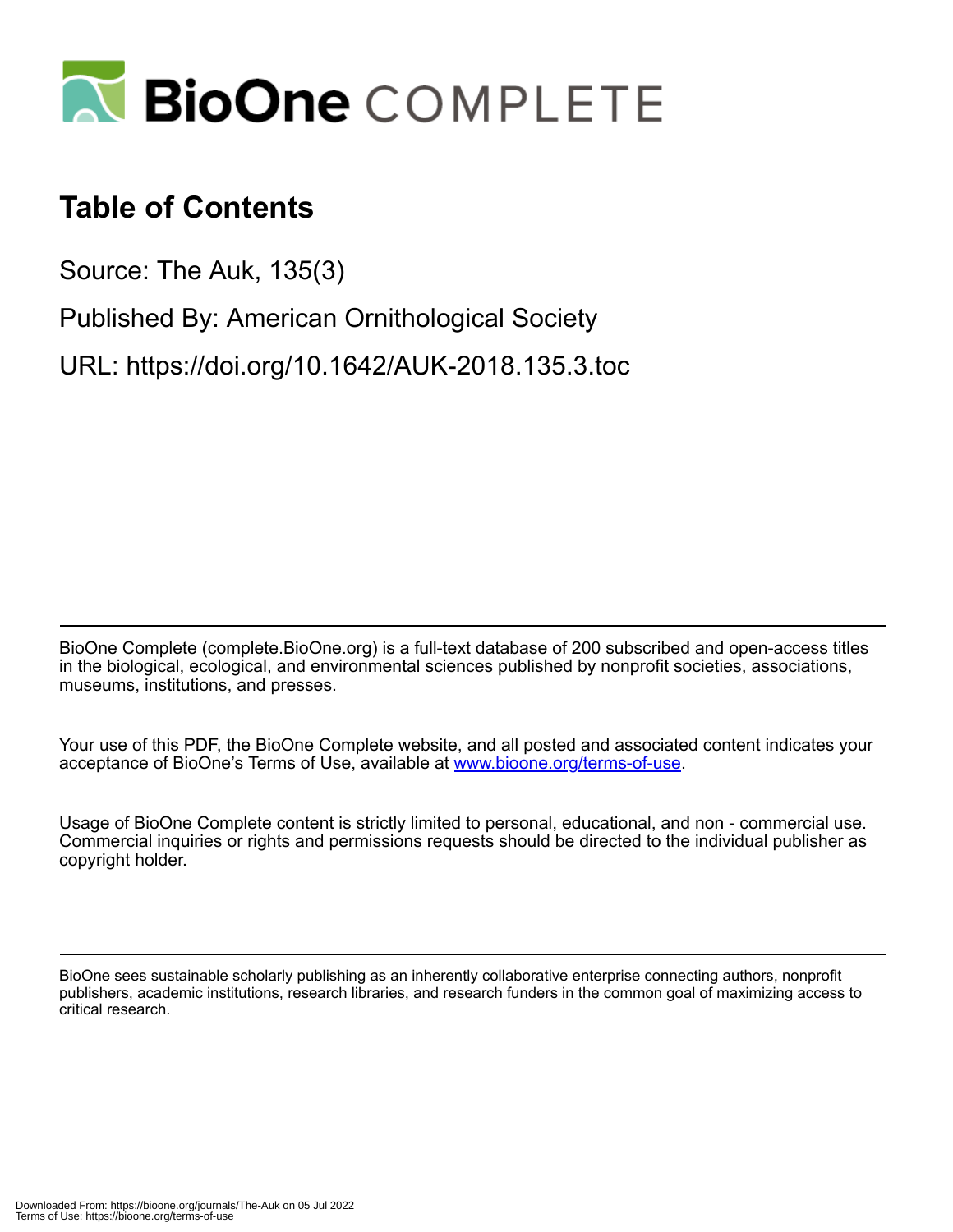# BioOne COMPLETE

## Table of Contents

Source: The Auk, 135(3)

Published By: American Ornithological Society

URL: https://doi.org/10.1642/AUK-2018.135.3.toc

BioOne Complete (complete.BioOne.org) is a full-text database of 200 subscribed and open-access titles in the biological, ecological, and environmental sciences published by nonprofit societies, associations, museums, institutions, and presses.

Your use of this PDF, the BioOne Complete website, and all posted and associated content indicates your acceptance of BioOne's Terms of Use, available at www.bioone.org/terms-of-use.

Usage of BioOne Complete content is strictly limited to personal, educational, and non - commercial use. Commercial inquiries or rights and permissions requests should be directed to the individual publisher as copyright holder.

BioOne sees sustainable scholarly publishing as an inherently collaborative enterprise connecting authors, nonprofit publishers, academic institutions, research libraries, and research funders in the common goal of maximizing access to critical research.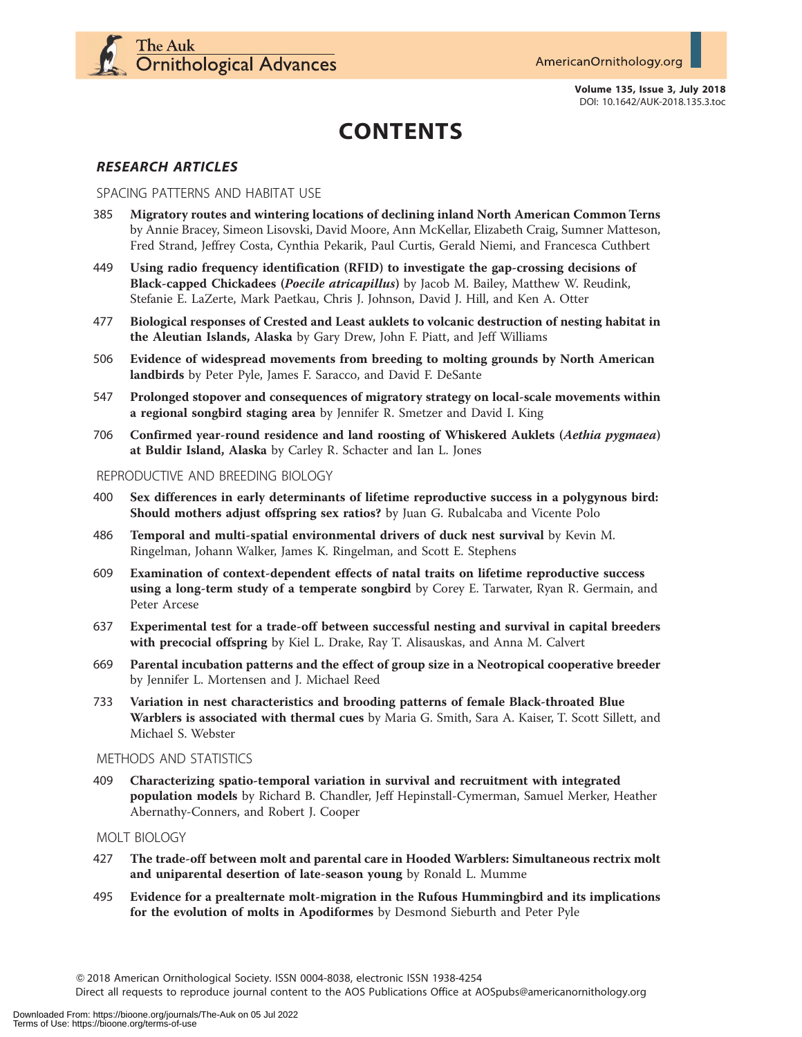# CONTENTS

## RESEARCH ARTICLES

### SPACING PATTERNS AND HABITAT USE

385 **Migratory routes and wintering locations of declining inland North American Common Terns** by Annie Bracey, Simeon Lisovski, David Moore, Ann McKellar, Elizabeth Craig, Sumner Matteson, Fred Strand, Jeffrey Costa, Cynthia Pekarik, Paul Curtis, Gerald Niemi, and Francesca Cuthbert

449 **Using radio frequency identification (RFID) to investigate the gap-crossing decisions of Black-capped Chickadees (*Poecile atricapillus*)** by Jacob M. Bailey, Matthew W. Reudink, Stefanie E. LaZerte, Mark Paetkau, Chris J. Johnson, David J. Hill, and Ken A. Otter

477 **Biological responses of Crested and Least auklets to volcanic destruction of nesting habitat in the Aleutian Islands, Alaska** by Gary Drew, John F. Piatt, and Jeff Williams

506 **Evidence of widespread movements from breeding to molting grounds by North American landbirds** by Peter Pyle, James F. Saracco, and David F. DeSante

547 **Prolonged stopover and consequences of migratory strategy on local-scale movements within a regional songbird staging area** by Jennifer R. Smetzer and David I. King

706 **Confirmed year-round residence and land roosting of Whiskered Auklets (*Aethia pygmaea*) at Buldir Island, Alaska** by Carley R. Schacter and Ian L. Jones

### REPRODUCTIVE AND BREEDING BIOLOGY

400 **Sex differences in early determinants of lifetime reproductive success in a polygynous bird: Should mothers adjust offspring sex ratios?** by Juan G. Rubalcaba and Vicente Polo

486 **Temporal and multi-spatial environmental drivers of duck nest survival** by Kevin M. Ringelman, Johann Walker, James K. Ringelman, and Scott E. Stephens

609 **Examination of context-dependent effects of natal traits on lifetime reproductive success using a long-term study of a temperate songbird** by Corey E. Tarwater, Ryan R. Germain, and Peter Arcese

637 **Experimental test for a trade-off between successful nesting and survival in capital breeders with precocial offspring** by Kiel L. Drake, Ray T. Alisauskas, and Anna M. Calvert

669 **Parental incubation patterns and the effect of group size in a Neotropical cooperative breeder** by Jennifer L. Mortensen and J. Michael Reed

733 **Variation in nest characteristics and brooding patterns of female Black-throated Blue Warblers is associated with thermal cues** by Maria G. Smith, Sara A. Kaiser, T. Scott Sillett, and Michael S. Webster

### METHODS AND STATISTICS

409 **Characterizing spatio-temporal variation in survival and recruitment with integrated population models** by Richard B. Chandler, Jeff Hepinstall-Cymerman, Samuel Merker, Heather Abernathy-Conners, and Robert J. Cooper

### MOLT BIOLOGY

427 **The trade-off between molt and parental care in Hooded Warblers: Simultaneous rectrix molt and uniparental desertion of late-season young** by Ronald L. Mumme

495 **Evidence for a prealternate molt-migration in the Rufous Hummingbird and its implications for the evolution of molts in Apodiformes** by Desmond Sieburth and Peter Pyle

© 2018 American Ornithological Society. ISSN 0004-8038, electronic ISSN 1938-4254
Direct all requests to reproduce journal content to the AOS Publications Office at AOSpubs@americanornithology.org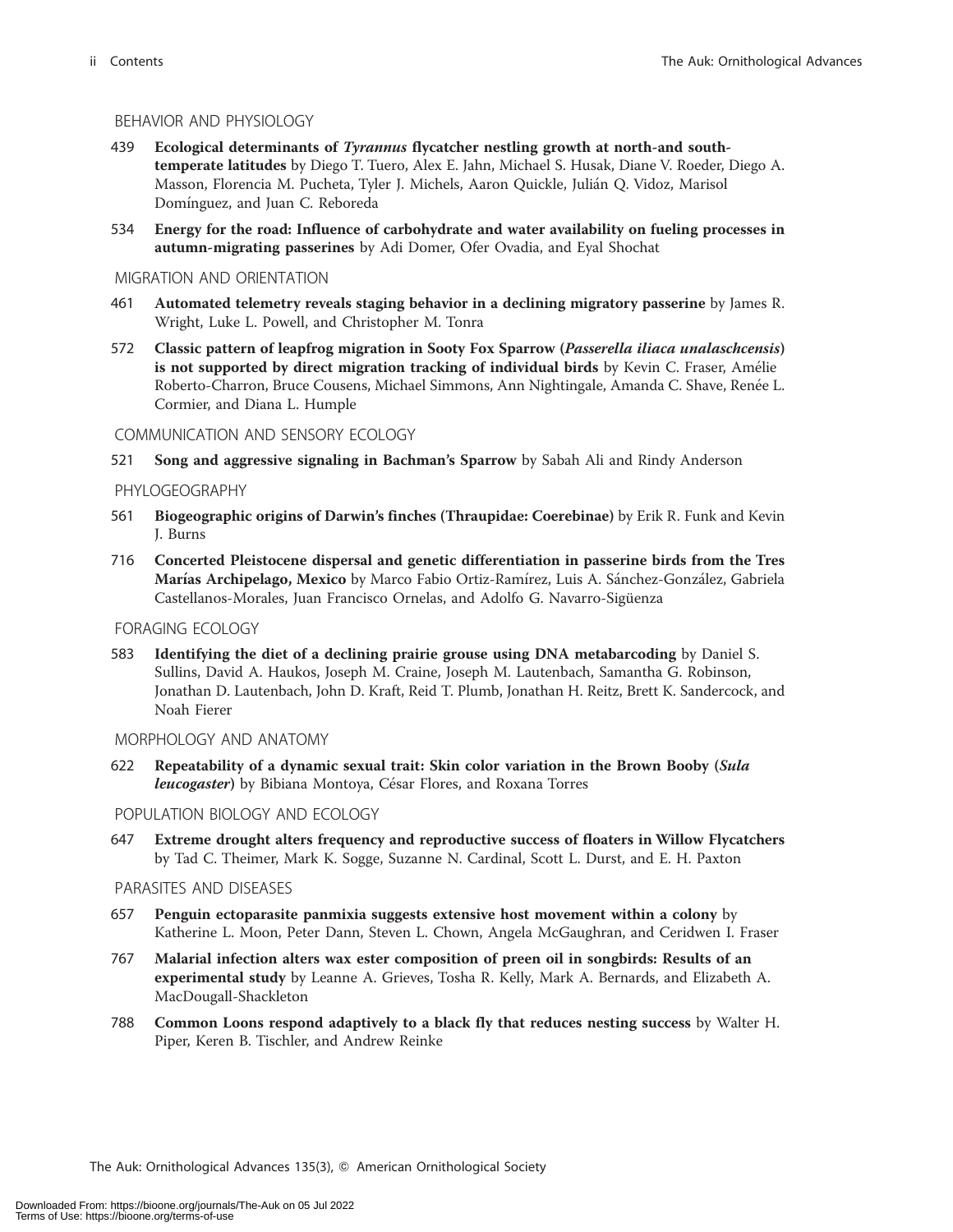## BEHAVIOR AND PHYSIOLOGY

439 **Ecological determinants of *Tyrannus* flycatcher nestling growth at north-and south-temperate latitudes** by Diego T. Tuero, Alex E. Jahn, Michael S. Husak, Diane V. Roeder, Diego A. Masson, Florencia M. Pucheta, Tyler J. Michels, Aaron Quickle, Julián Q. Vidoz, Marisol Domínguez, and Juan C. Reboreda

534 **Energy for the road: Influence of carbohydrate and water availability on fueling processes in autumn-migrating passerines** by Adi Domer, Ofer Ovadia, and Eyal Shochat

## MIGRATION AND ORIENTATION

461 **Automated telemetry reveals staging behavior in a declining migratory passerine** by James R. Wright, Luke L. Powell, and Christopher M. Tonra

572 **Classic pattern of leapfrog migration in Sooty Fox Sparrow (*Passerella iliaca unalaschcensis*) is not supported by direct migration tracking of individual birds** by Kevin C. Fraser, Amélie Roberto-Charron, Bruce Cousens, Michael Simmons, Ann Nightingale, Amanda C. Shave, Renée L. Cormier, and Diana L. Humple

## COMMUNICATION AND SENSORY ECOLOGY

521 **Song and aggressive signaling in Bachman's Sparrow** by Sabah Ali and Rindy Anderson

## PHYLOGEOGRAPHY

561 **Biogeographic origins of Darwin's finches (Thraupidae: Coerebinae)** by Erik R. Funk and Kevin J. Burns

716 **Concerted Pleistocene dispersal and genetic differentiation in passerine birds from the Tres Marías Archipelago, Mexico** by Marco Fabio Ortiz-Ramírez, Luis A. Sánchez-González, Gabriela Castellanos-Morales, Juan Francisco Ornelas, and Adolfo G. Navarro-Sigüenza

## FORAGING ECOLOGY

583 **Identifying the diet of a declining prairie grouse using DNA metabarcoding** by Daniel S. Sullins, David A. Haukos, Joseph M. Craine, Joseph M. Lautenbach, Samantha G. Robinson, Jonathan D. Lautenbach, John D. Kraft, Reid T. Plumb, Jonathan H. Reitz, Brett K. Sandercock, and Noah Fierer

## MORPHOLOGY AND ANATOMY

622 **Repeatability of a dynamic sexual trait: Skin color variation in the Brown Booby (*Sula leucogaster*)** by Bibiana Montoya, César Flores, and Roxana Torres

## POPULATION BIOLOGY AND ECOLOGY

647 **Extreme drought alters frequency and reproductive success of floaters in Willow Flycatchers** by Tad C. Theimer, Mark K. Sogge, Suzanne N. Cardinal, Scott L. Durst, and E. H. Paxton

## PARASITES AND DISEASES

657 **Penguin ectoparasite panmixia suggests extensive host movement within a colony** by Katherine L. Moon, Peter Dann, Steven L. Chown, Angela McGaughran, and Ceridwen I. Fraser

767 **Malarial infection alters wax ester composition of preen oil in songbirds: Results of an experimental study** by Leanne A. Grieves, Tosha R. Kelly, Mark A. Bernards, and Elizabeth A. MacDougall-Shackleton

788 **Common Loons respond adaptively to a black fly that reduces nesting success** by Walter H. Piper, Keren B. Tischler, and Andrew Reinke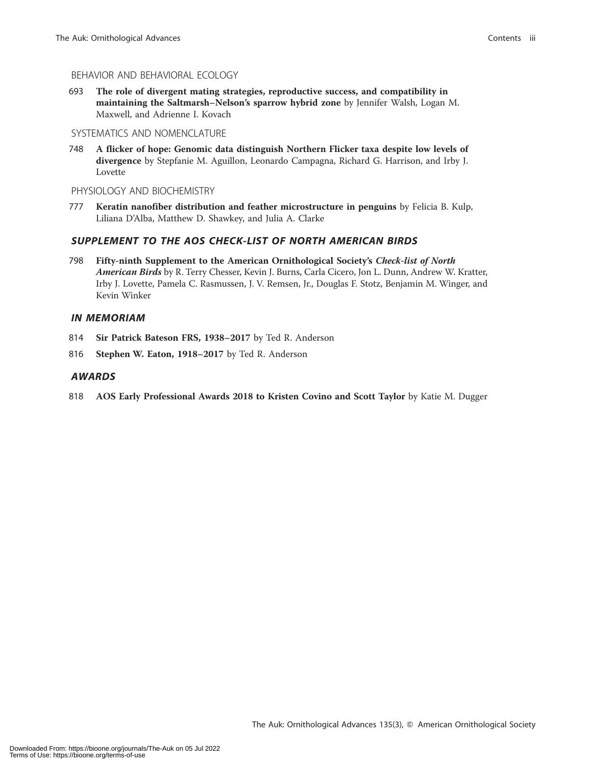BEHAVIOR AND BEHAVIORAL ECOLOGY

693 **The role of divergent mating strategies, reproductive success, and compatibility in maintaining the Saltmarsh–Nelson's sparrow hybrid zone** by Jennifer Walsh, Logan M. Maxwell, and Adrienne I. Kovach

SYSTEMATICS AND NOMENCLATURE

748 **A flicker of hope: Genomic data distinguish Northern Flicker taxa despite low levels of divergence** by Stepfanie M. Aguillon, Leonardo Campagna, Richard G. Harrison, and Irby J. Lovette

PHYSIOLOGY AND BIOCHEMISTRY

777 **Keratin nanofiber distribution and feather microstructure in penguins** by Felicia B. Kulp, Liliana D'Alba, Matthew D. Shawkey, and Julia A. Clarke

## *SUPPLEMENT TO THE AOS CHECK-LIST OF NORTH AMERICAN BIRDS*

798 **Fifty-ninth Supplement to the American Ornithological Society's *Check-list of North American Birds*** by R. Terry Chesser, Kevin J. Burns, Carla Cicero, Jon L. Dunn, Andrew W. Kratter, Irby J. Lovette, Pamela C. Rasmussen, J. V. Remsen, Jr., Douglas F. Stotz, Benjamin M. Winger, and Kevin Winker

## *IN MEMORIAM*

814 **Sir Patrick Bateson FRS, 1938–2017** by Ted R. Anderson

816 **Stephen W. Eaton, 1918–2017** by Ted R. Anderson

## *AWARDS*

818 **AOS Early Professional Awards 2018 to Kristen Covino and Scott Taylor** by Katie M. Dugger